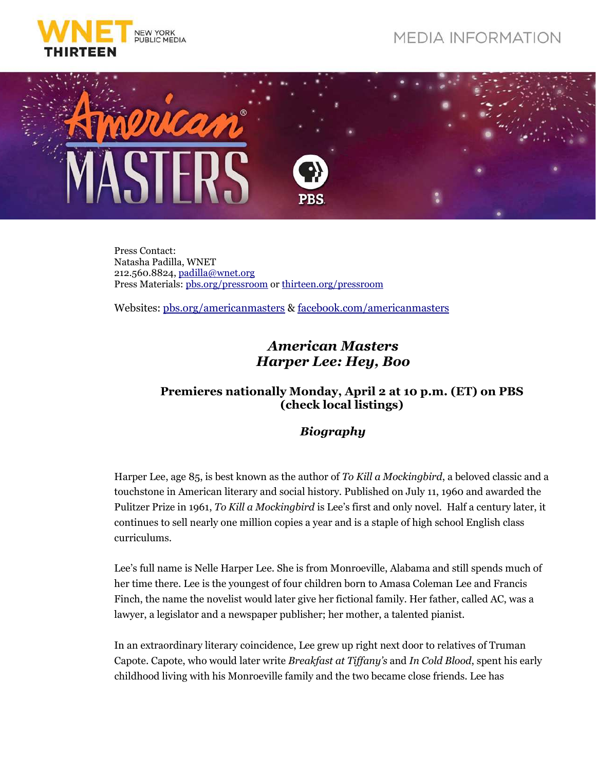WNET THIRTEEN NEW YORK PUBLIC MEDIA

MEDIA INFORMATION

Press Contact:
Natasha Padilla, WNET
212.560.8824, padilla@wnet.org
Press Materials: pbs.org/pressroom or thirteen.org/pressroom

Websites: pbs.org/americanmasters & facebook.com/americanmasters

# *American Masters*
# *Harper Lee: Hey, Boo*

## Premieres nationally Monday, April 2 at 10 p.m. (ET) on PBS (check local listings)

### *Biography*

Harper Lee, age 85, is best known as the author of *To Kill a Mockingbird*, a beloved classic and a touchstone in American literary and social history. Published on July 11, 1960 and awarded the Pulitzer Prize in 1961, *To Kill a Mockingbird* is Lee's first and only novel. Half a century later, it continues to sell nearly one million copies a year and is a staple of high school English class curriculums.

Lee's full name is Nelle Harper Lee. She is from Monroeville, Alabama and still spends much of her time there. Lee is the youngest of four children born to Amasa Coleman Lee and Francis Finch, the name the novelist would later give her fictional family. Her father, called AC, was a lawyer, a legislator and a newspaper publisher; her mother, a talented pianist.

In an extraordinary literary coincidence, Lee grew up right next door to relatives of Truman Capote. Capote, who would later write *Breakfast at Tiffany's* and *In Cold Blood*, spent his early childhood living with his Monroeville family and the two became close friends. Lee has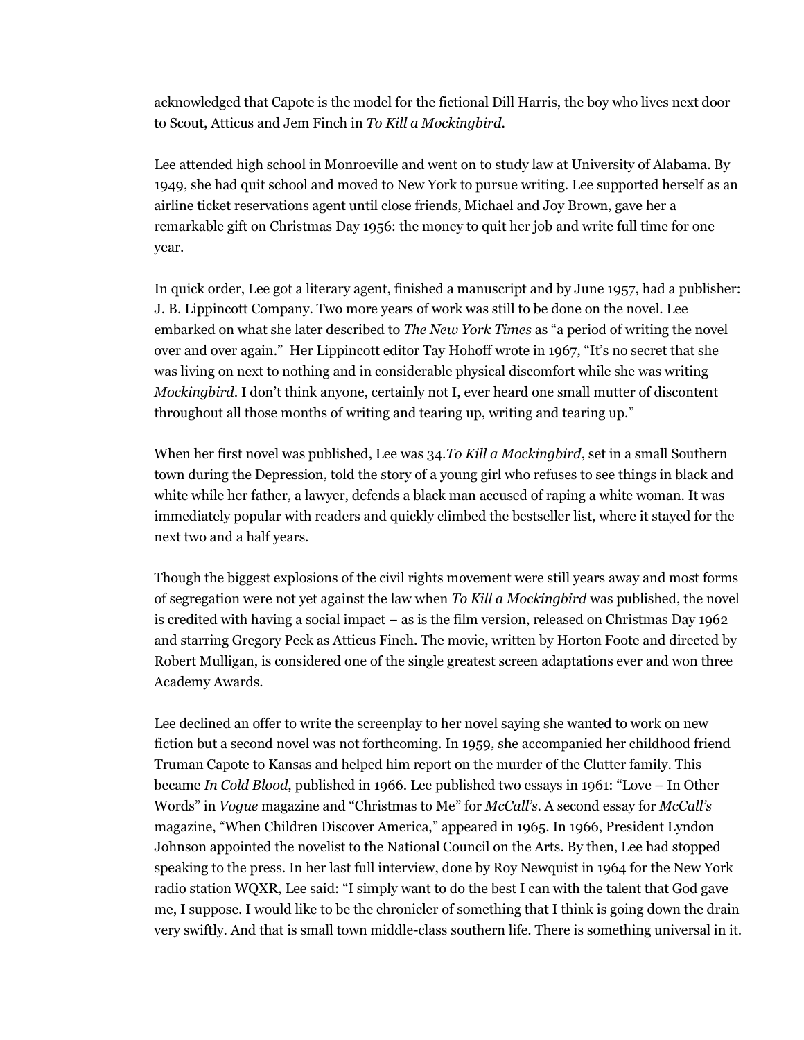acknowledged that Capote is the model for the fictional Dill Harris, the boy who lives next door to Scout, Atticus and Jem Finch in *To Kill a Mockingbird*.

Lee attended high school in Monroeville and went on to study law at University of Alabama. By 1949, she had quit school and moved to New York to pursue writing. Lee supported herself as an airline ticket reservations agent until close friends, Michael and Joy Brown, gave her a remarkable gift on Christmas Day 1956: the money to quit her job and write full time for one year.

In quick order, Lee got a literary agent, finished a manuscript and by June 1957, had a publisher: J. B. Lippincott Company. Two more years of work was still to be done on the novel. Lee embarked on what she later described to *The New York Times* as "a period of writing the novel over and over again." Her Lippincott editor Tay Hohoff wrote in 1967, "It's no secret that she was living on next to nothing and in considerable physical discomfort while she was writing *Mockingbird*. I don't think anyone, certainly not I, ever heard one small mutter of discontent throughout all those months of writing and tearing up, writing and tearing up."

When her first novel was published, Lee was 34.*To Kill a Mockingbird*, set in a small Southern town during the Depression, told the story of a young girl who refuses to see things in black and white while her father, a lawyer, defends a black man accused of raping a white woman. It was immediately popular with readers and quickly climbed the bestseller list, where it stayed for the next two and a half years.

Though the biggest explosions of the civil rights movement were still years away and most forms of segregation were not yet against the law when *To Kill a Mockingbird* was published, the novel is credited with having a social impact – as is the film version, released on Christmas Day 1962 and starring Gregory Peck as Atticus Finch. The movie, written by Horton Foote and directed by Robert Mulligan, is considered one of the single greatest screen adaptations ever and won three Academy Awards.

Lee declined an offer to write the screenplay to her novel saying she wanted to work on new fiction but a second novel was not forthcoming. In 1959, she accompanied her childhood friend Truman Capote to Kansas and helped him report on the murder of the Clutter family. This became *In Cold Blood*, published in 1966. Lee published two essays in 1961: "Love – In Other Words" in *Vogue* magazine and "Christmas to Me" for *McCall's*. A second essay for *McCall's* magazine, "When Children Discover America," appeared in 1965. In 1966, President Lyndon Johnson appointed the novelist to the National Council on the Arts. By then, Lee had stopped speaking to the press. In her last full interview, done by Roy Newquist in 1964 for the New York radio station WQXR, Lee said: "I simply want to do the best I can with the talent that God gave me, I suppose. I would like to be the chronicler of something that I think is going down the drain very swiftly. And that is small town middle-class southern life. There is something universal in it.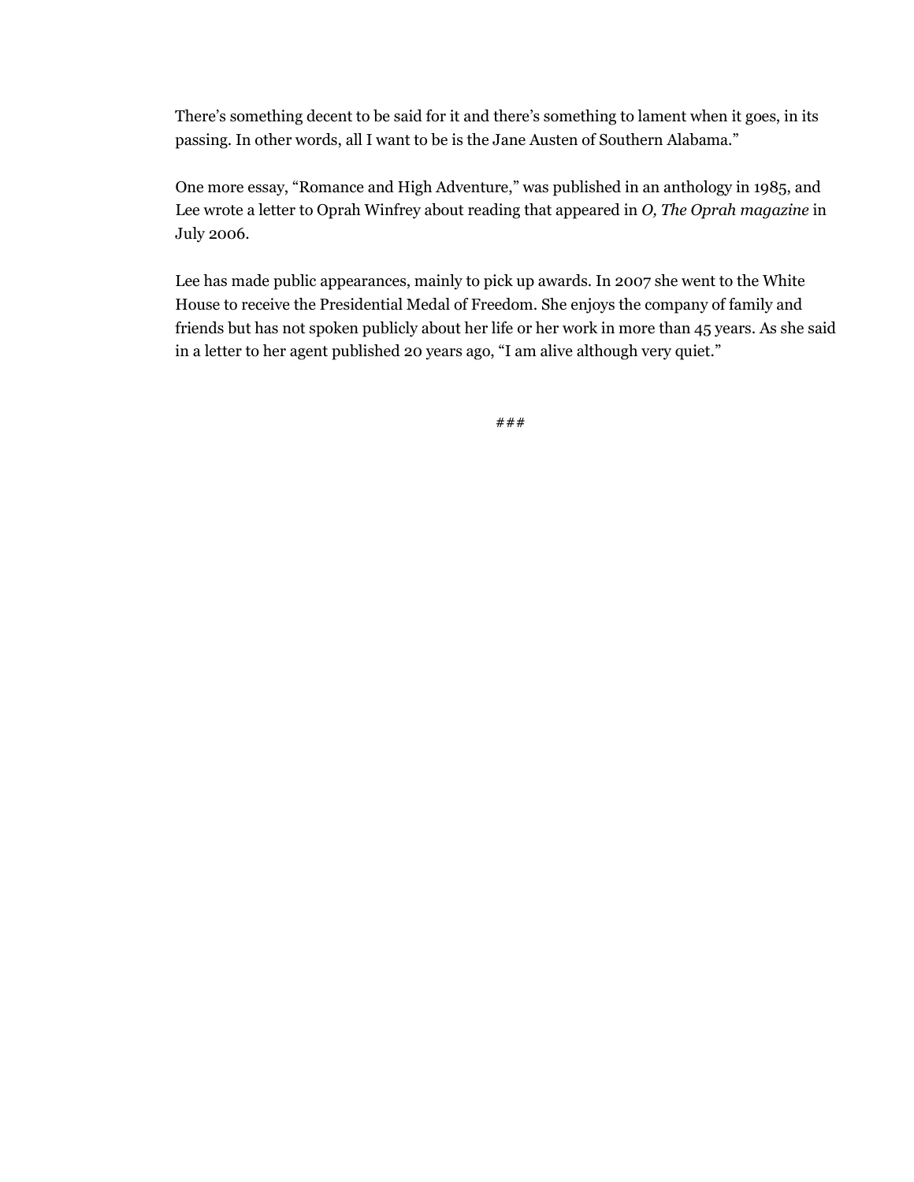There's something decent to be said for it and there's something to lament when it goes, in its passing. In other words, all I want to be is the Jane Austen of Southern Alabama."

One more essay, "Romance and High Adventure," was published in an anthology in 1985, and Lee wrote a letter to Oprah Winfrey about reading that appeared in *O, The Oprah magazine* in July 2006.

Lee has made public appearances, mainly to pick up awards. In 2007 she went to the White House to receive the Presidential Medal of Freedom. She enjoys the company of family and friends but has not spoken publicly about her life or her work in more than 45 years. As she said in a letter to her agent published 20 years ago, "I am alive although very quiet."

###